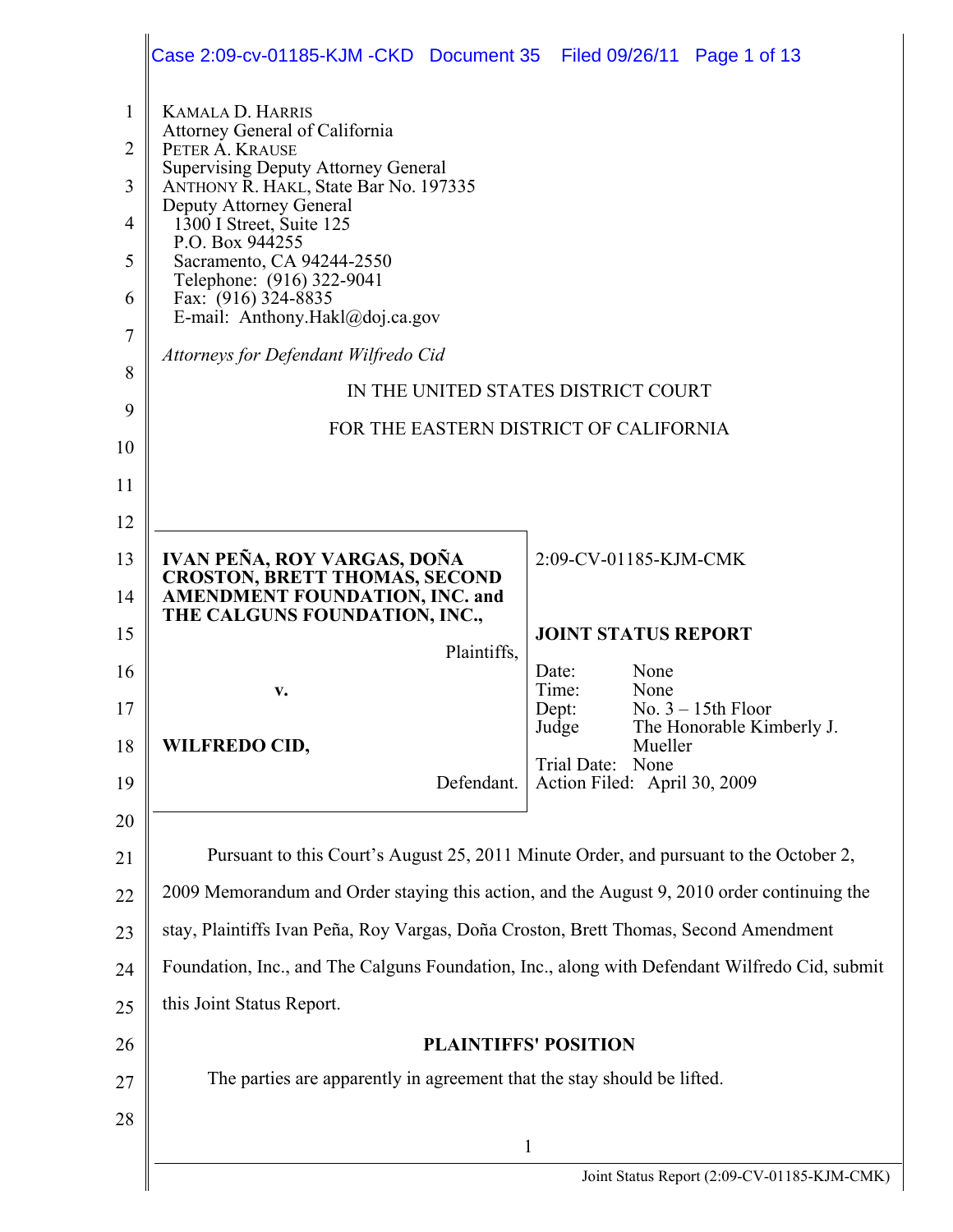KAMALA D. HARRIS
Attorney General of California
PETER A. KRAUSE
Supervising Deputy Attorney General
ANTHONY R. HAKL, State Bar No. 197335
Deputy Attorney General
1300 I Street, Suite 125
P.O. Box 944255
Sacramento, CA 94244-2550
Telephone: (916) 322-9041
Fax: (916) 324-8835
E-mail: Anthony.Hakl@doj.ca.gov

*Attorneys for Defendant Wilfredo Cid*

IN THE UNITED STATES DISTRICT COURT

FOR THE EASTERN DISTRICT OF CALIFORNIA

| | |
|---|---|
| **IVAN PEÑA, ROY VARGAS, DOÑA CROSTON, BRETT THOMAS, SECOND AMENDMENT FOUNDATION, INC. and THE CALGUNS FOUNDATION, INC.,** Plaintiffs, v. **WILFREDO CID,** Defendant. | 2:09-CV-01185-KJM-CMK **JOINT STATUS REPORT** Date: None Time: None Dept: No. 3 – 15th Floor Judge: The Honorable Kimberly J. Mueller Trial Date: None Action Filed: April 30, 2009 |

Pursuant to this Court's August 25, 2011 Minute Order, and pursuant to the October 2, 2009 Memorandum and Order staying this action, and the August 9, 2010 order continuing the stay, Plaintiffs Ivan Peña, Roy Vargas, Doña Croston, Brett Thomas, Second Amendment Foundation, Inc., and The Calguns Foundation, Inc., along with Defendant Wilfredo Cid, submit this Joint Status Report.

**PLAINTIFFS' POSITION**

The parties are apparently in agreement that the stay should be lifted.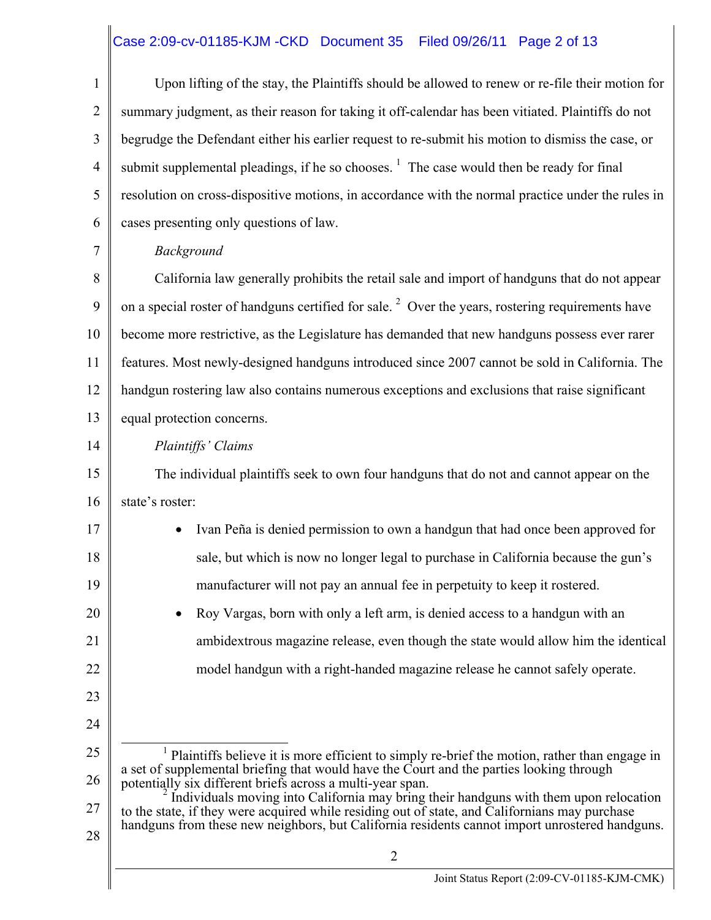Upon lifting of the stay, the Plaintiffs should be allowed to renew or re-file their motion for summary judgment, as their reason for taking it off-calendar has been vitiated. Plaintiffs do not begrudge the Defendant either his earlier request to re-submit his motion to dismiss the case, or submit supplemental pleadings, if he so chooses. [1] The case would then be ready for final resolution on cross-dispositive motions, in accordance with the normal practice under the rules in cases presenting only questions of law.

*Background*

California law generally prohibits the retail sale and import of handguns that do not appear on a special roster of handguns certified for sale. [2] Over the years, rostering requirements have become more restrictive, as the Legislature has demanded that new handguns possess ever rarer features. Most newly-designed handguns introduced since 2007 cannot be sold in California. The handgun rostering law also contains numerous exceptions and exclusions that raise significant equal protection concerns.

*Plaintiffs' Claims*

The individual plaintiffs seek to own four handguns that do not and cannot appear on the state's roster:

- Ivan Peña is denied permission to own a handgun that had once been approved for sale, but which is now no longer legal to purchase in California because the gun's manufacturer will not pay an annual fee in perpetuity to keep it rostered.
- Roy Vargas, born with only a left arm, is denied access to a handgun with an ambidextrous magazine release, even though the state would allow him the identical model handgun with a right-handed magazine release he cannot safely operate.

---

[1] Plaintiffs believe it is more efficient to simply re-brief the motion, rather than engage in a set of supplemental briefing that would have the Court and the parties looking through potentially six different briefs across a multi-year span.

[2] Individuals moving into California may bring their handguns with them upon relocation to the state, if they were acquired while residing out of state, and Californians may purchase handguns from these new neighbors, but California residents cannot import unrostered handguns.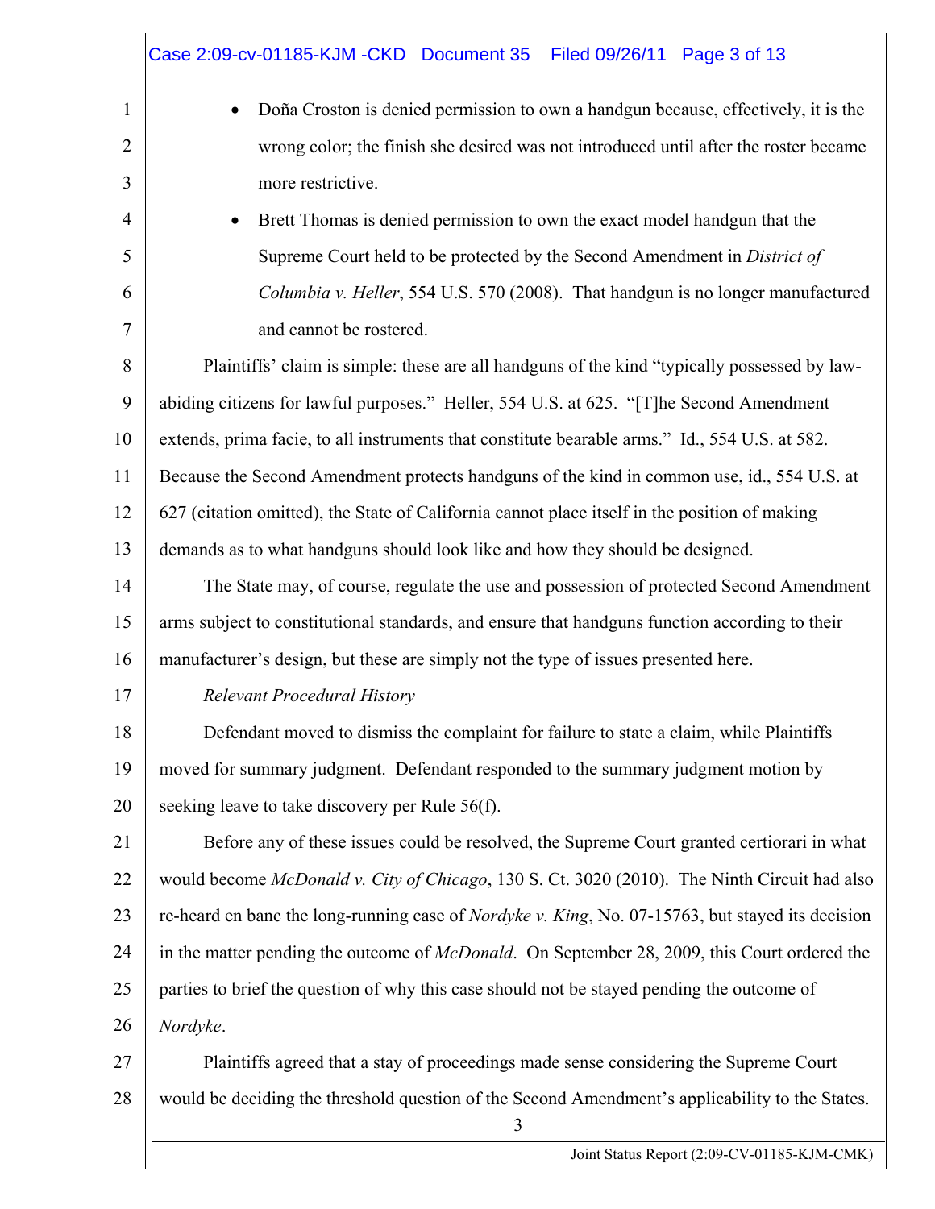- Doña Croston is denied permission to own a handgun because, effectively, it is the wrong color; the finish she desired was not introduced until after the roster became more restrictive.
- Brett Thomas is denied permission to own the exact model handgun that the Supreme Court held to be protected by the Second Amendment in *District of Columbia v. Heller*, 554 U.S. 570 (2008). That handgun is no longer manufactured and cannot be rostered.

Plaintiffs' claim is simple: these are all handguns of the kind "typically possessed by law-abiding citizens for lawful purposes." Heller, 554 U.S. at 625. "[T]he Second Amendment extends, prima facie, to all instruments that constitute bearable arms." Id., 554 U.S. at 582. Because the Second Amendment protects handguns of the kind in common use, id., 554 U.S. at 627 (citation omitted), the State of California cannot place itself in the position of making demands as to what handguns should look like and how they should be designed.

The State may, of course, regulate the use and possession of protected Second Amendment arms subject to constitutional standards, and ensure that handguns function according to their manufacturer's design, but these are simply not the type of issues presented here.

*Relevant Procedural History*

Defendant moved to dismiss the complaint for failure to state a claim, while Plaintiffs moved for summary judgment. Defendant responded to the summary judgment motion by seeking leave to take discovery per Rule 56(f).

Before any of these issues could be resolved, the Supreme Court granted certiorari in what would become *McDonald v. City of Chicago*, 130 S. Ct. 3020 (2010). The Ninth Circuit had also re-heard en banc the long-running case of *Nordyke v. King*, No. 07-15763, but stayed its decision in the matter pending the outcome of *McDonald*. On September 28, 2009, this Court ordered the parties to brief the question of why this case should not be stayed pending the outcome of *Nordyke*.

Plaintiffs agreed that a stay of proceedings made sense considering the Supreme Court would be deciding the threshold question of the Second Amendment's applicability to the States.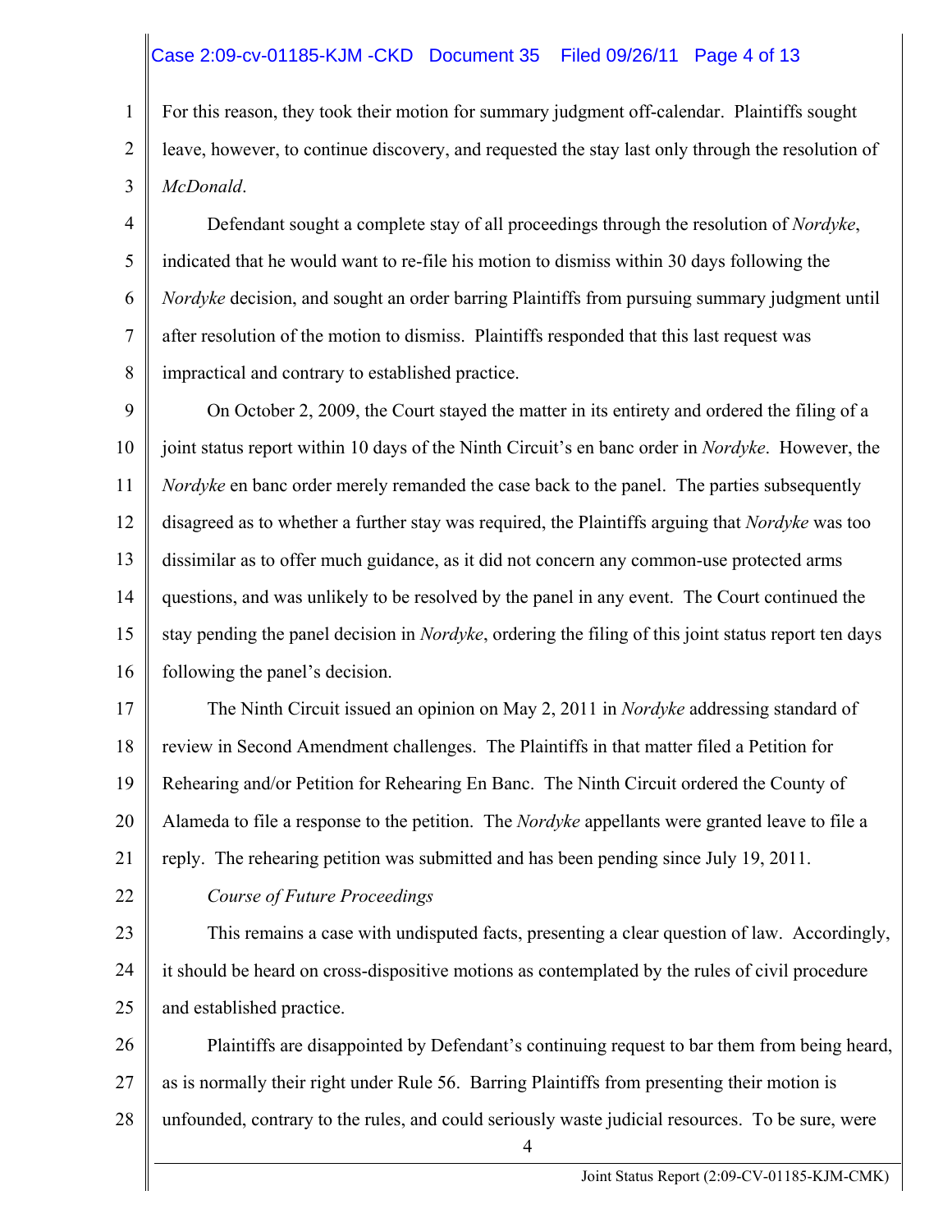For this reason, they took their motion for summary judgment off-calendar. Plaintiffs sought leave, however, to continue discovery, and requested the stay last only through the resolution of *McDonald*.

Defendant sought a complete stay of all proceedings through the resolution of *Nordyke*, indicated that he would want to re-file his motion to dismiss within 30 days following the *Nordyke* decision, and sought an order barring Plaintiffs from pursuing summary judgment until after resolution of the motion to dismiss. Plaintiffs responded that this last request was impractical and contrary to established practice.

On October 2, 2009, the Court stayed the matter in its entirety and ordered the filing of a joint status report within 10 days of the Ninth Circuit's en banc order in *Nordyke*. However, the *Nordyke* en banc order merely remanded the case back to the panel. The parties subsequently disagreed as to whether a further stay was required, the Plaintiffs arguing that *Nordyke* was too dissimilar as to offer much guidance, as it did not concern any common-use protected arms questions, and was unlikely to be resolved by the panel in any event. The Court continued the stay pending the panel decision in *Nordyke*, ordering the filing of this joint status report ten days following the panel's decision.

The Ninth Circuit issued an opinion on May 2, 2011 in *Nordyke* addressing standard of review in Second Amendment challenges. The Plaintiffs in that matter filed a Petition for Rehearing and/or Petition for Rehearing En Banc. The Ninth Circuit ordered the County of Alameda to file a response to the petition. The *Nordyke* appellants were granted leave to file a reply. The rehearing petition was submitted and has been pending since July 19, 2011.

*Course of Future Proceedings*

This remains a case with undisputed facts, presenting a clear question of law. Accordingly, it should be heard on cross-dispositive motions as contemplated by the rules of civil procedure and established practice.

Plaintiffs are disappointed by Defendant's continuing request to bar them from being heard, as is normally their right under Rule 56. Barring Plaintiffs from presenting their motion is unfounded, contrary to the rules, and could seriously waste judicial resources. To be sure, were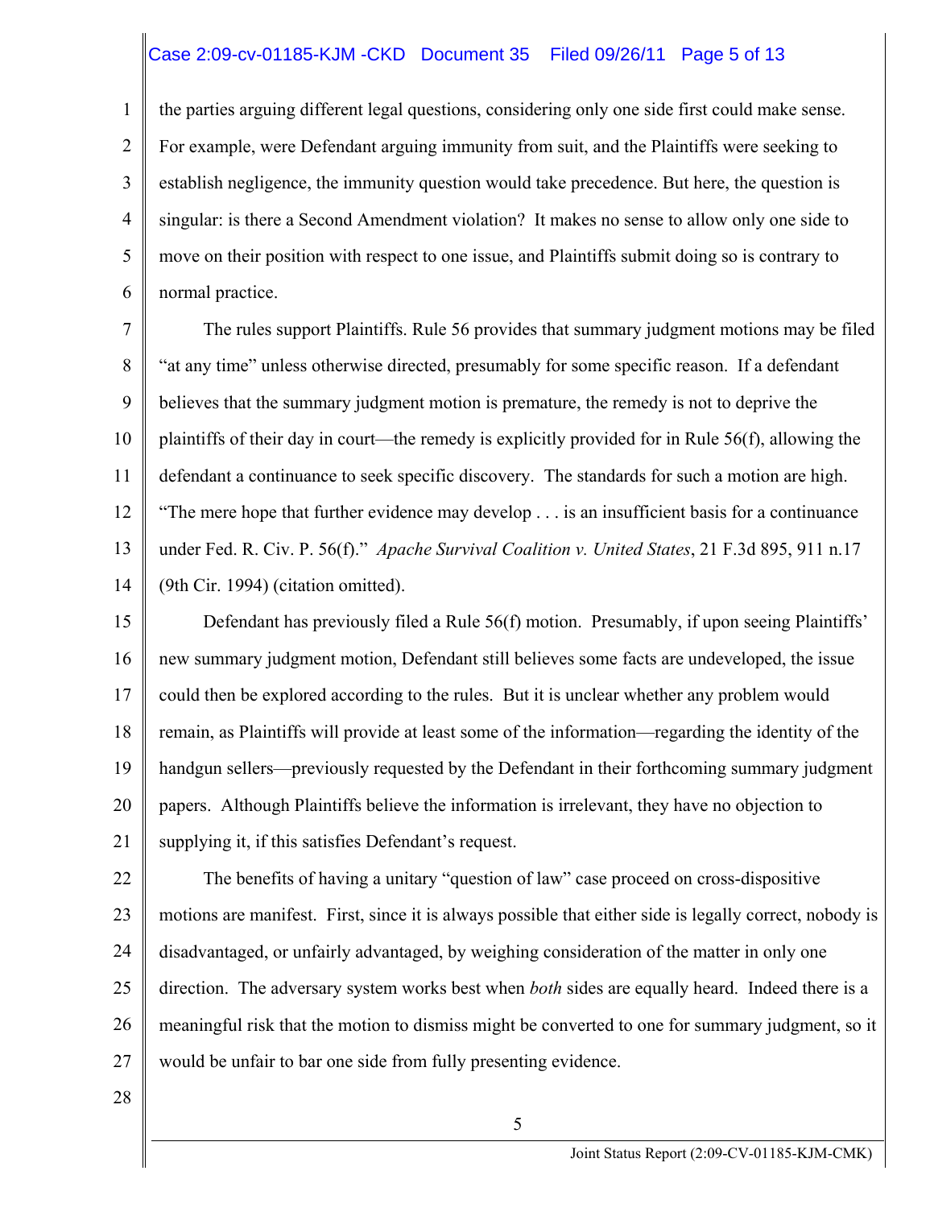the parties arguing different legal questions, considering only one side first could make sense. For example, were Defendant arguing immunity from suit, and the Plaintiffs were seeking to establish negligence, the immunity question would take precedence. But here, the question is singular: is there a Second Amendment violation? It makes no sense to allow only one side to move on their position with respect to one issue, and Plaintiffs submit doing so is contrary to normal practice.

The rules support Plaintiffs. Rule 56 provides that summary judgment motions may be filed "at any time" unless otherwise directed, presumably for some specific reason. If a defendant believes that the summary judgment motion is premature, the remedy is not to deprive the plaintiffs of their day in court—the remedy is explicitly provided for in Rule 56(f), allowing the defendant a continuance to seek specific discovery. The standards for such a motion are high. "The mere hope that further evidence may develop . . . is an insufficient basis for a continuance under Fed. R. Civ. P. 56(f)." *Apache Survival Coalition v. United States*, 21 F.3d 895, 911 n.17 (9th Cir. 1994) (citation omitted).

Defendant has previously filed a Rule 56(f) motion. Presumably, if upon seeing Plaintiffs' new summary judgment motion, Defendant still believes some facts are undeveloped, the issue could then be explored according to the rules. But it is unclear whether any problem would remain, as Plaintiffs will provide at least some of the information—regarding the identity of the handgun sellers—previously requested by the Defendant in their forthcoming summary judgment papers. Although Plaintiffs believe the information is irrelevant, they have no objection to supplying it, if this satisfies Defendant's request.

The benefits of having a unitary "question of law" case proceed on cross-dispositive motions are manifest. First, since it is always possible that either side is legally correct, nobody is disadvantaged, or unfairly advantaged, by weighing consideration of the matter in only one direction. The adversary system works best when *both* sides are equally heard. Indeed there is a meaningful risk that the motion to dismiss might be converted to one for summary judgment, so it would be unfair to bar one side from fully presenting evidence.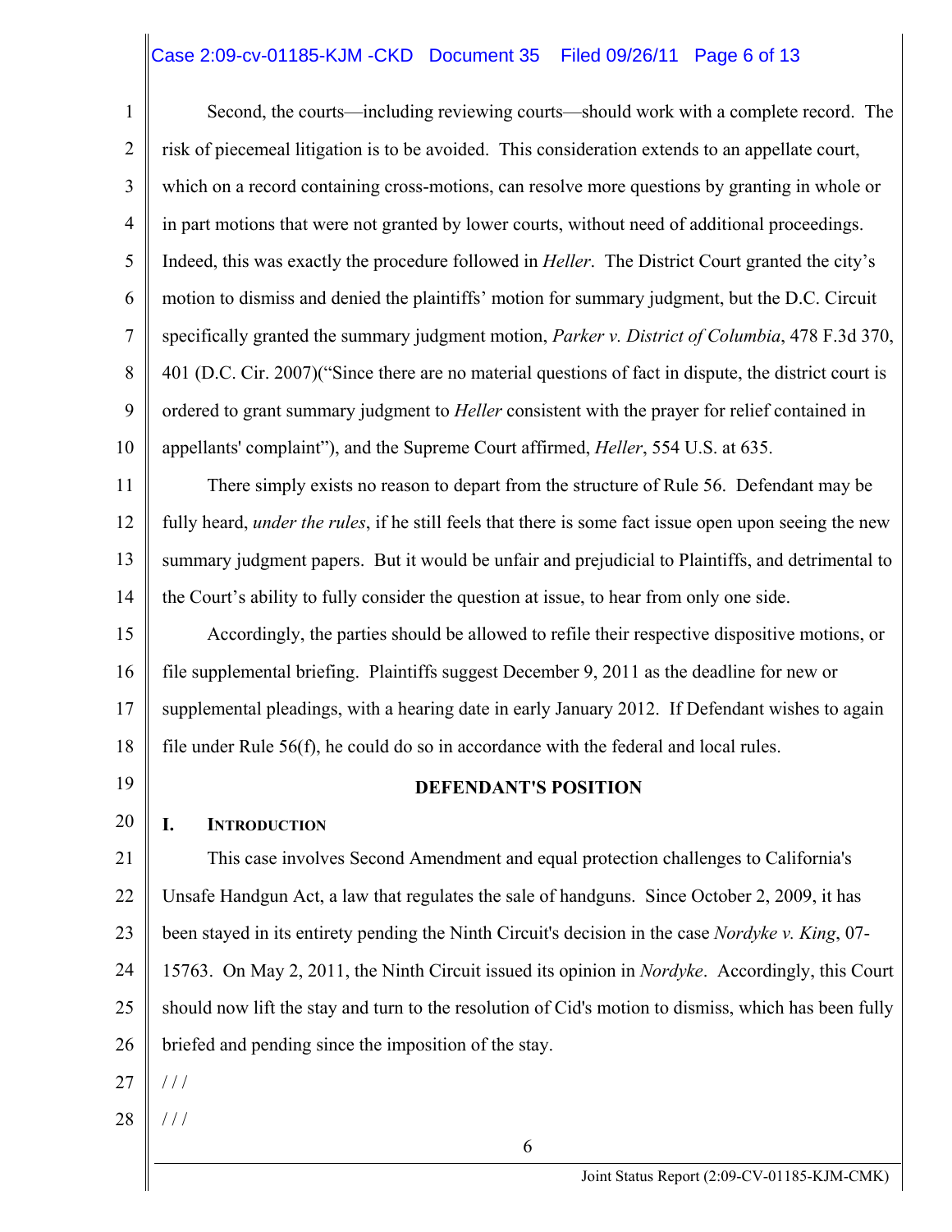Second, the courts—including reviewing courts—should work with a complete record. The risk of piecemeal litigation is to be avoided. This consideration extends to an appellate court, which on a record containing cross-motions, can resolve more questions by granting in whole or in part motions that were not granted by lower courts, without need of additional proceedings. Indeed, this was exactly the procedure followed in *Heller*. The District Court granted the city's motion to dismiss and denied the plaintiffs' motion for summary judgment, but the D.C. Circuit specifically granted the summary judgment motion, *Parker v. District of Columbia*, 478 F.3d 370, 401 (D.C. Cir. 2007)("Since there are no material questions of fact in dispute, the district court is ordered to grant summary judgment to *Heller* consistent with the prayer for relief contained in appellants' complaint"), and the Supreme Court affirmed, *Heller*, 554 U.S. at 635.

There simply exists no reason to depart from the structure of Rule 56. Defendant may be fully heard, *under the rules*, if he still feels that there is some fact issue open upon seeing the new summary judgment papers. But it would be unfair and prejudicial to Plaintiffs, and detrimental to the Court's ability to fully consider the question at issue, to hear from only one side.

Accordingly, the parties should be allowed to refile their respective dispositive motions, or file supplemental briefing. Plaintiffs suggest December 9, 2011 as the deadline for new or supplemental pleadings, with a hearing date in early January 2012. If Defendant wishes to again file under Rule 56(f), he could do so in accordance with the federal and local rules.

## DEFENDANT'S POSITION

### I. INTRODUCTION

This case involves Second Amendment and equal protection challenges to California's Unsafe Handgun Act, a law that regulates the sale of handguns. Since October 2, 2009, it has been stayed in its entirety pending the Ninth Circuit's decision in the case *Nordyke v. King*, 07-15763. On May 2, 2011, the Ninth Circuit issued its opinion in *Nordyke*. Accordingly, this Court should now lift the stay and turn to the resolution of Cid's motion to dismiss, which has been fully briefed and pending since the imposition of the stay.

/ / /

/ / /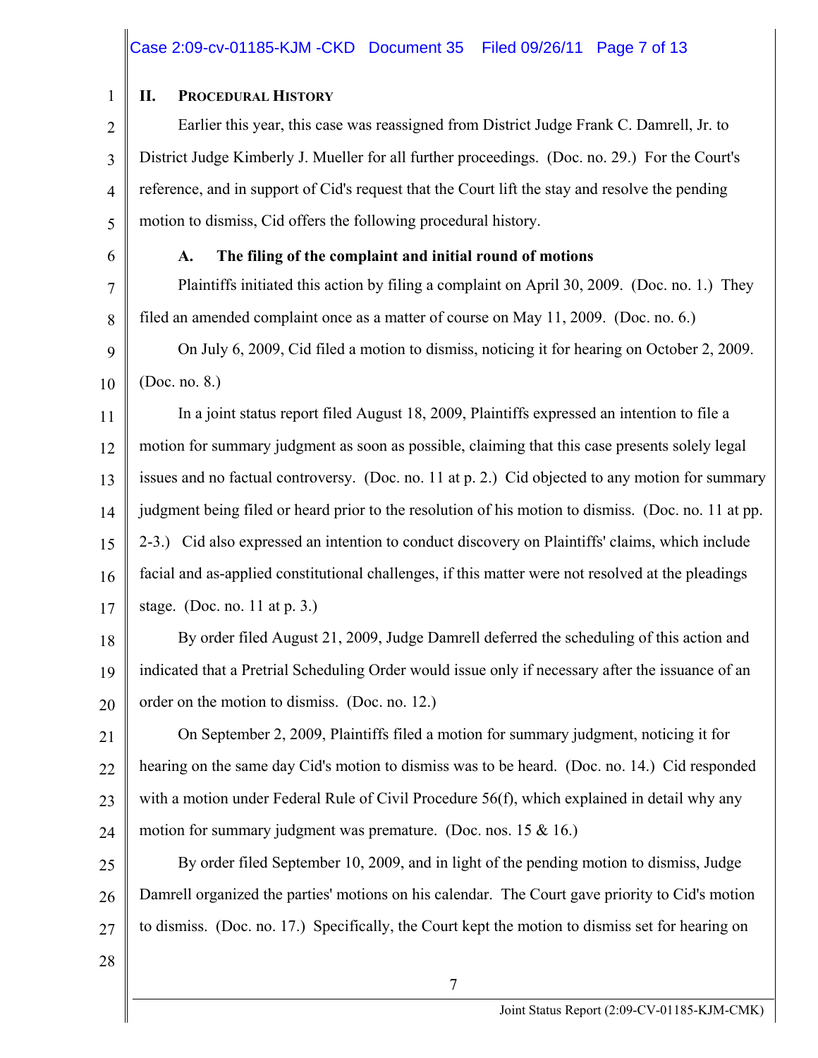## II. PROCEDURAL HISTORY

Earlier this year, this case was reassigned from District Judge Frank C. Damrell, Jr. to District Judge Kimberly J. Mueller for all further proceedings. (Doc. no. 29.) For the Court's reference, and in support of Cid's request that the Court lift the stay and resolve the pending motion to dismiss, Cid offers the following procedural history.

### A. The filing of the complaint and initial round of motions

Plaintiffs initiated this action by filing a complaint on April 30, 2009. (Doc. no. 1.) They filed an amended complaint once as a matter of course on May 11, 2009. (Doc. no. 6.)

On July 6, 2009, Cid filed a motion to dismiss, noticing it for hearing on October 2, 2009. (Doc. no. 8.)

In a joint status report filed August 18, 2009, Plaintiffs expressed an intention to file a motion for summary judgment as soon as possible, claiming that this case presents solely legal issues and no factual controversy. (Doc. no. 11 at p. 2.) Cid objected to any motion for summary judgment being filed or heard prior to the resolution of his motion to dismiss. (Doc. no. 11 at pp. 2-3.) Cid also expressed an intention to conduct discovery on Plaintiffs' claims, which include facial and as-applied constitutional challenges, if this matter were not resolved at the pleadings stage. (Doc. no. 11 at p. 3.)

By order filed August 21, 2009, Judge Damrell deferred the scheduling of this action and indicated that a Pretrial Scheduling Order would issue only if necessary after the issuance of an order on the motion to dismiss. (Doc. no. 12.)

On September 2, 2009, Plaintiffs filed a motion for summary judgment, noticing it for hearing on the same day Cid's motion to dismiss was to be heard. (Doc. no. 14.) Cid responded with a motion under Federal Rule of Civil Procedure 56(f), which explained in detail why any motion for summary judgment was premature. (Doc. nos. 15 & 16.)

By order filed September 10, 2009, and in light of the pending motion to dismiss, Judge Damrell organized the parties' motions on his calendar. The Court gave priority to Cid's motion to dismiss. (Doc. no. 17.) Specifically, the Court kept the motion to dismiss set for hearing on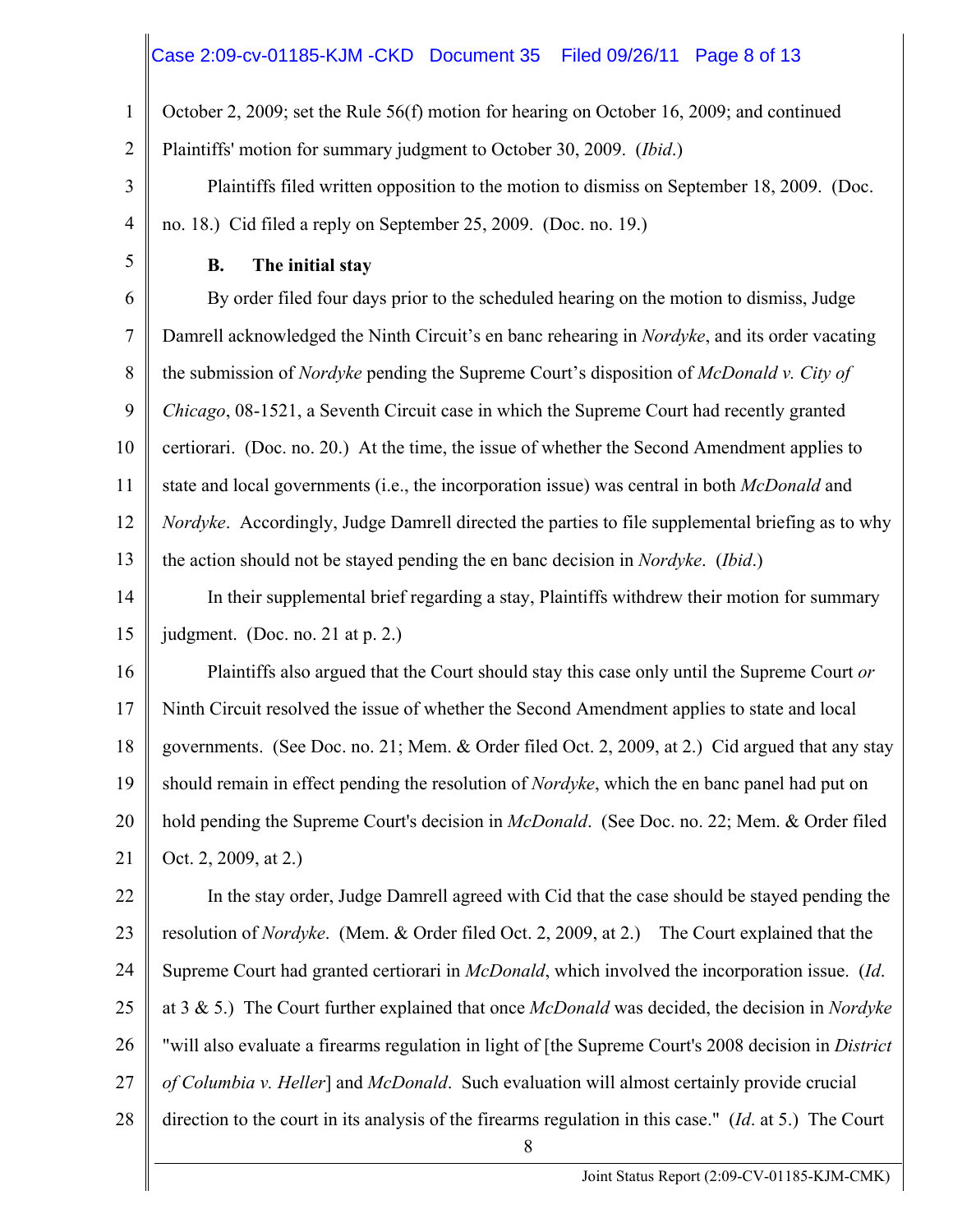October 2, 2009; set the Rule 56(f) motion for hearing on October 16, 2009; and continued Plaintiffs' motion for summary judgment to October 30, 2009. (*Ibid*.)

Plaintiffs filed written opposition to the motion to dismiss on September 18, 2009. (Doc. no. 18.) Cid filed a reply on September 25, 2009. (Doc. no. 19.)

### B. The initial stay

By order filed four days prior to the scheduled hearing on the motion to dismiss, Judge Damrell acknowledged the Ninth Circuit's en banc rehearing in *Nordyke*, and its order vacating the submission of *Nordyke* pending the Supreme Court's disposition of *McDonald v. City of Chicago*, 08-1521, a Seventh Circuit case in which the Supreme Court had recently granted certiorari. (Doc. no. 20.) At the time, the issue of whether the Second Amendment applies to state and local governments (i.e., the incorporation issue) was central in both *McDonald* and *Nordyke*. Accordingly, Judge Damrell directed the parties to file supplemental briefing as to why the action should not be stayed pending the en banc decision in *Nordyke*. (*Ibid*.)

In their supplemental brief regarding a stay, Plaintiffs withdrew their motion for summary judgment. (Doc. no. 21 at p. 2.)

Plaintiffs also argued that the Court should stay this case only until the Supreme Court *or* Ninth Circuit resolved the issue of whether the Second Amendment applies to state and local governments. (See Doc. no. 21; Mem. & Order filed Oct. 2, 2009, at 2.) Cid argued that any stay should remain in effect pending the resolution of *Nordyke*, which the en banc panel had put on hold pending the Supreme Court's decision in *McDonald*. (See Doc. no. 22; Mem. & Order filed Oct. 2, 2009, at 2.)

In the stay order, Judge Damrell agreed with Cid that the case should be stayed pending the resolution of *Nordyke*. (Mem. & Order filed Oct. 2, 2009, at 2.) The Court explained that the Supreme Court had granted certiorari in *McDonald*, which involved the incorporation issue. (*Id*. at 3 & 5.) The Court further explained that once *McDonald* was decided, the decision in *Nordyke* "will also evaluate a firearms regulation in light of [the Supreme Court's 2008 decision in *District of Columbia v. Heller*] and *McDonald*. Such evaluation will almost certainly provide crucial direction to the court in its analysis of the firearms regulation in this case." (*Id*. at 5.) The Court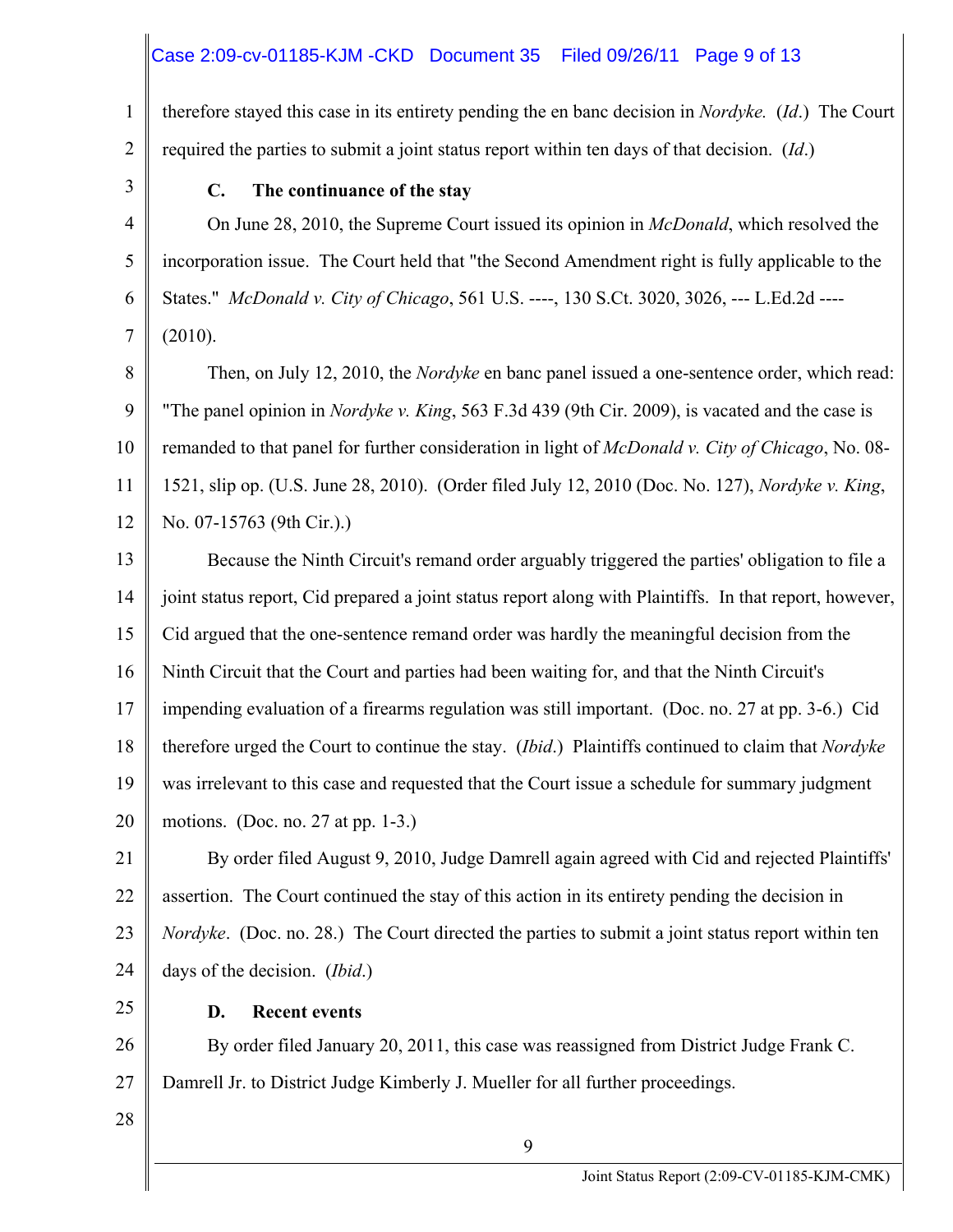therefore stayed this case in its entirety pending the en banc decision in *Nordyke.* (*Id*.) The Court required the parties to submit a joint status report within ten days of that decision. (*Id*.)

### C. The continuance of the stay

On June 28, 2010, the Supreme Court issued its opinion in *McDonald*, which resolved the incorporation issue. The Court held that "the Second Amendment right is fully applicable to the States." *McDonald v. City of Chicago*, 561 U.S. ----, 130 S.Ct. 3020, 3026, --- L.Ed.2d ---- (2010).

Then, on July 12, 2010, the *Nordyke* en banc panel issued a one-sentence order, which read: "The panel opinion in *Nordyke v. King*, 563 F.3d 439 (9th Cir. 2009), is vacated and the case is remanded to that panel for further consideration in light of *McDonald v. City of Chicago*, No. 08-1521, slip op. (U.S. June 28, 2010). (Order filed July 12, 2010 (Doc. No. 127), *Nordyke v. King*, No. 07-15763 (9th Cir.).)

Because the Ninth Circuit's remand order arguably triggered the parties' obligation to file a joint status report, Cid prepared a joint status report along with Plaintiffs. In that report, however, Cid argued that the one-sentence remand order was hardly the meaningful decision from the Ninth Circuit that the Court and parties had been waiting for, and that the Ninth Circuit's impending evaluation of a firearms regulation was still important. (Doc. no. 27 at pp. 3-6.) Cid therefore urged the Court to continue the stay. (*Ibid*.) Plaintiffs continued to claim that *Nordyke* was irrelevant to this case and requested that the Court issue a schedule for summary judgment motions. (Doc. no. 27 at pp. 1-3.)

By order filed August 9, 2010, Judge Damrell again agreed with Cid and rejected Plaintiffs' assertion. The Court continued the stay of this action in its entirety pending the decision in *Nordyke*. (Doc. no. 28.) The Court directed the parties to submit a joint status report within ten days of the decision. (*Ibid*.)

### D. Recent events

By order filed January 20, 2011, this case was reassigned from District Judge Frank C. Damrell Jr. to District Judge Kimberly J. Mueller for all further proceedings.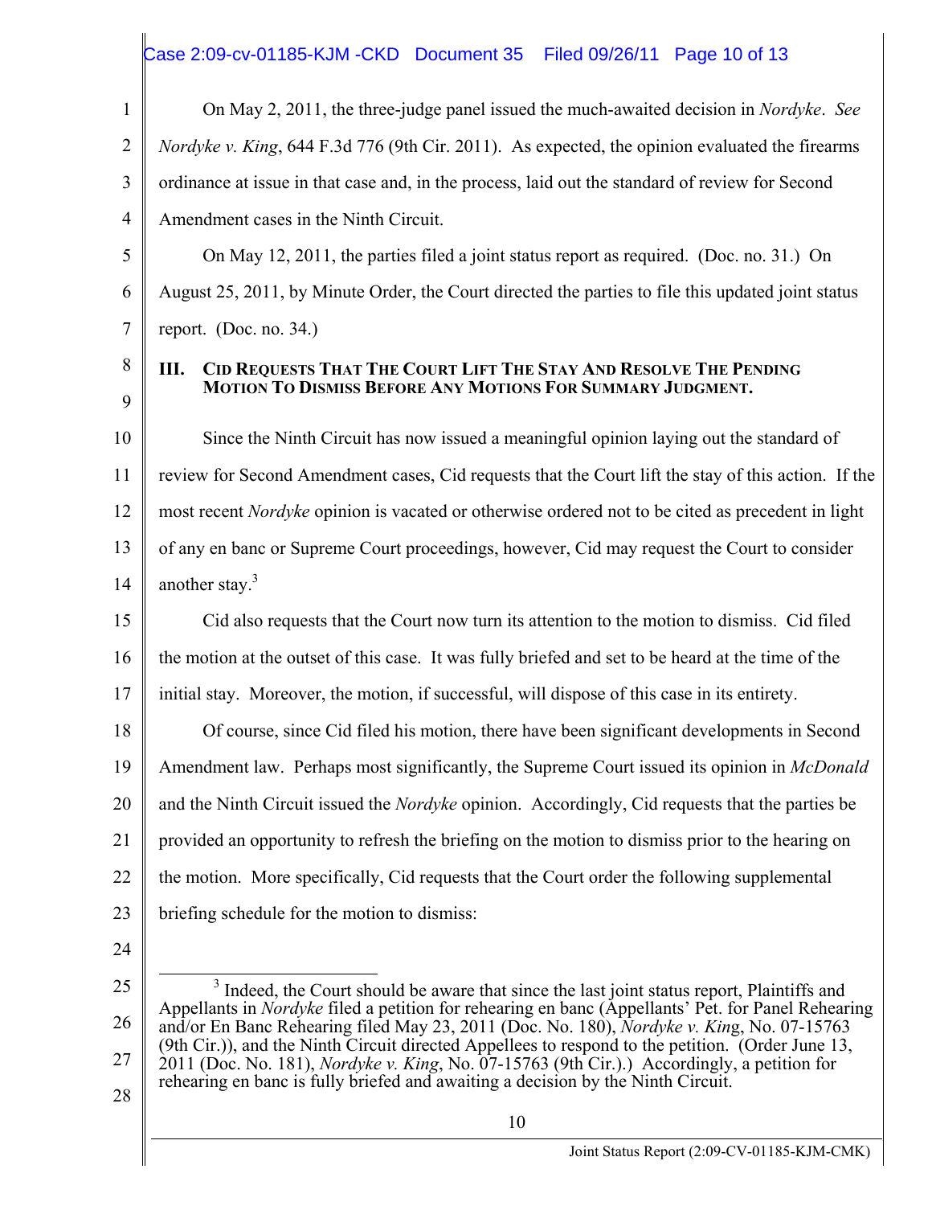On May 2, 2011, the three-judge panel issued the much-awaited decision in *Nordyke*. *See Nordyke v. King*, 644 F.3d 776 (9th Cir. 2011). As expected, the opinion evaluated the firearms ordinance at issue in that case and, in the process, laid out the standard of review for Second Amendment cases in the Ninth Circuit.

On May 12, 2011, the parties filed a joint status report as required. (Doc. no. 31.) On August 25, 2011, by Minute Order, the Court directed the parties to file this updated joint status report. (Doc. no. 34.)

## III. CID REQUESTS THAT THE COURT LIFT THE STAY AND RESOLVE THE PENDING MOTION TO DISMISS BEFORE ANY MOTIONS FOR SUMMARY JUDGMENT.

Since the Ninth Circuit has now issued a meaningful opinion laying out the standard of review for Second Amendment cases, Cid requests that the Court lift the stay of this action. If the most recent *Nordyke* opinion is vacated or otherwise ordered not to be cited as precedent in light of any en banc or Supreme Court proceedings, however, Cid may request the Court to consider another stay.[3]

Cid also requests that the Court now turn its attention to the motion to dismiss. Cid filed the motion at the outset of this case. It was fully briefed and set to be heard at the time of the initial stay. Moreover, the motion, if successful, will dispose of this case in its entirety.

Of course, since Cid filed his motion, there have been significant developments in Second Amendment law. Perhaps most significantly, the Supreme Court issued its opinion in *McDonald* and the Ninth Circuit issued the *Nordyke* opinion. Accordingly, Cid requests that the parties be provided an opportunity to refresh the briefing on the motion to dismiss prior to the hearing on the motion. More specifically, Cid requests that the Court order the following supplemental briefing schedule for the motion to dismiss:

---

[3] Indeed, the Court should be aware that since the last joint status report, Plaintiffs and Appellants in *Nordyke* filed a petition for rehearing en banc (Appellants' Pet. for Panel Rehearing and/or En Banc Rehearing filed May 23, 2011 (Doc. No. 180), *Nordyke v. King*, No. 07-15763 (9th Cir.)), and the Ninth Circuit directed Appellees to respond to the petition. (Order June 13, 2011 (Doc. No. 181), *Nordyke v. King*, No. 07-15763 (9th Cir.).) Accordingly, a petition for rehearing en banc is fully briefed and awaiting a decision by the Ninth Circuit.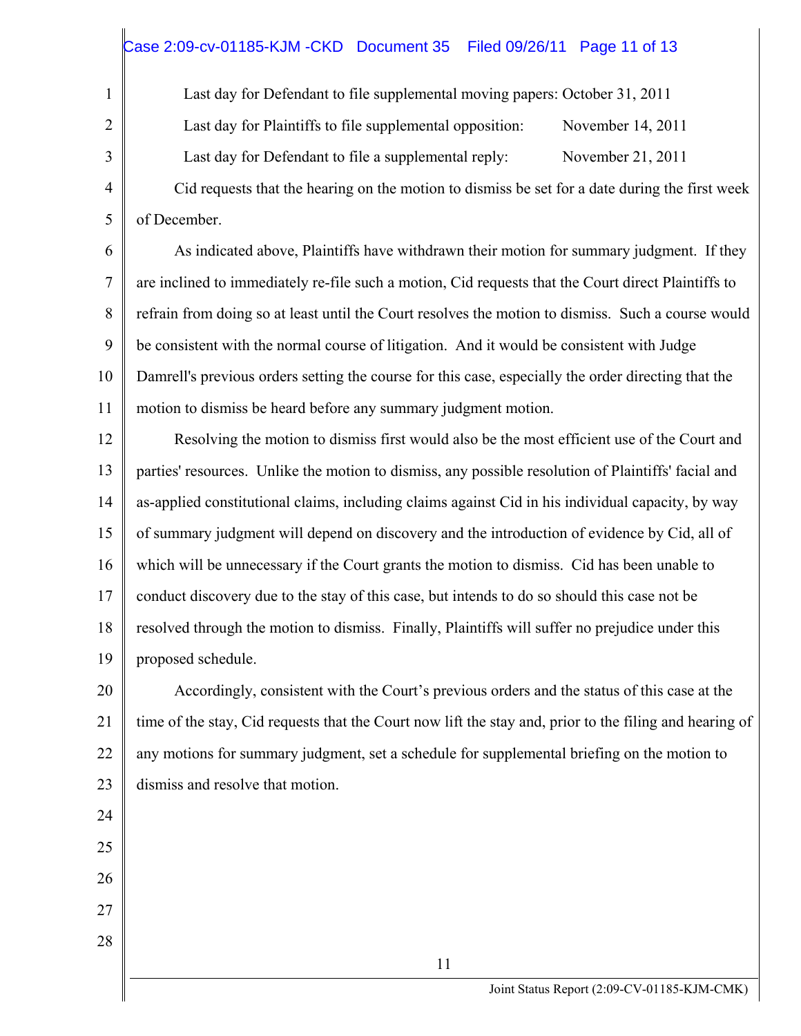| | |
|---|---|
| Last day for Defendant to file supplemental moving papers: | October 31, 2011 |
| Last day for Plaintiffs to file supplemental opposition: | November 14, 2011 |
| Last day for Defendant to file a supplemental reply: | November 21, 2011 |

Cid requests that the hearing on the motion to dismiss be set for a date during the first week of December.

As indicated above, Plaintiffs have withdrawn their motion for summary judgment. If they are inclined to immediately re-file such a motion, Cid requests that the Court direct Plaintiffs to refrain from doing so at least until the Court resolves the motion to dismiss. Such a course would be consistent with the normal course of litigation. And it would be consistent with Judge Damrell's previous orders setting the course for this case, especially the order directing that the motion to dismiss be heard before any summary judgment motion.

Resolving the motion to dismiss first would also be the most efficient use of the Court and parties' resources. Unlike the motion to dismiss, any possible resolution of Plaintiffs' facial and as-applied constitutional claims, including claims against Cid in his individual capacity, by way of summary judgment will depend on discovery and the introduction of evidence by Cid, all of which will be unnecessary if the Court grants the motion to dismiss. Cid has been unable to conduct discovery due to the stay of this case, but intends to do so should this case not be resolved through the motion to dismiss. Finally, Plaintiffs will suffer no prejudice under this proposed schedule.

Accordingly, consistent with the Court's previous orders and the status of this case at the time of the stay, Cid requests that the Court now lift the stay and, prior to the filing and hearing of any motions for summary judgment, set a schedule for supplemental briefing on the motion to dismiss and resolve that motion.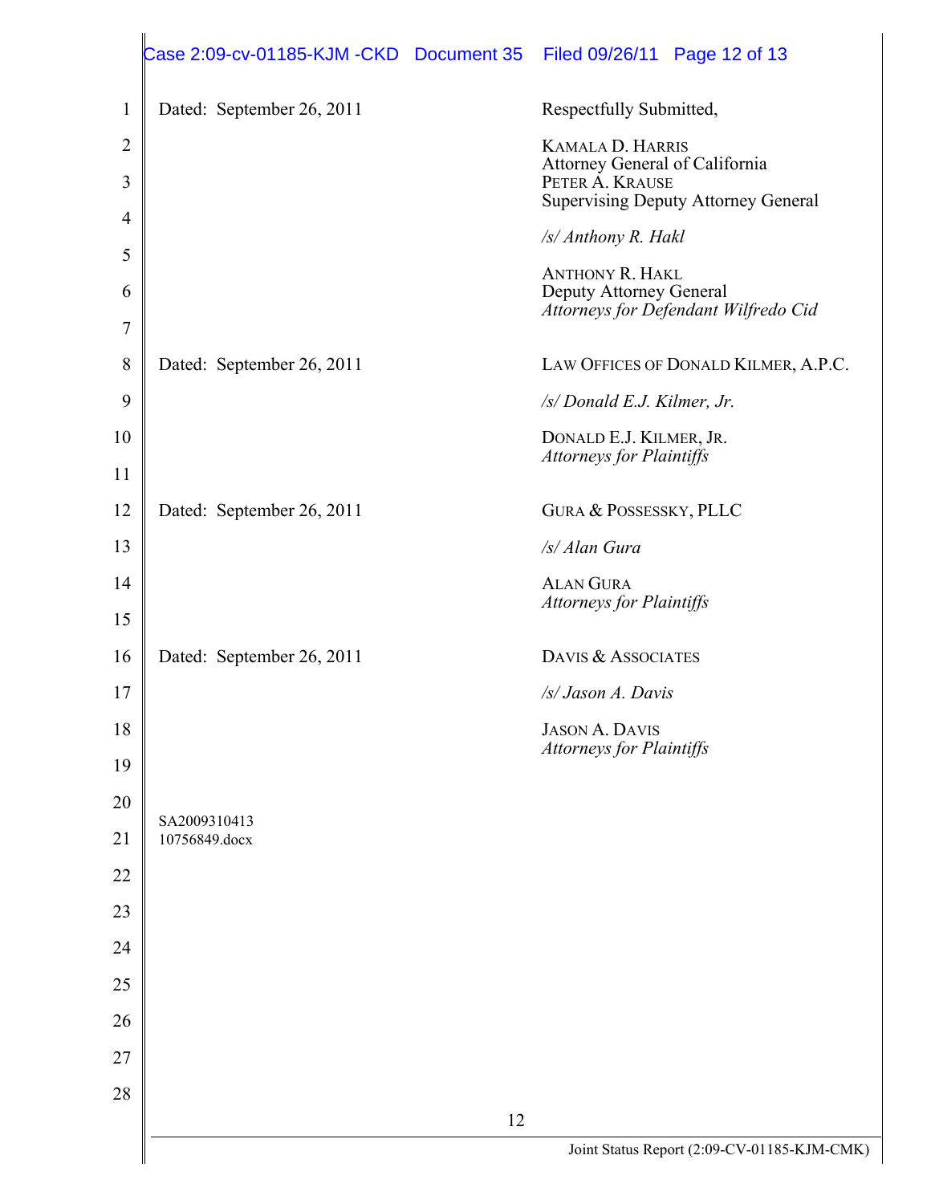Dated: September 26, 2011

Respectfully Submitted,

KAMALA D. HARRIS
Attorney General of California
PETER A. KRAUSE
Supervising Deputy Attorney General

*/s/ Anthony R. Hakl*

ANTHONY R. HAKL
Deputy Attorney General
*Attorneys for Defendant Wilfredo Cid*

Dated: September 26, 2011

LAW OFFICES OF DONALD KILMER, A.P.C.

*/s/ Donald E.J. Kilmer, Jr.*

DONALD E.J. KILMER, JR.
*Attorneys for Plaintiffs*

Dated: September 26, 2011

GURA & POSSESSKY, PLLC

*/s/ Alan Gura*

ALAN GURA
*Attorneys for Plaintiffs*

Dated: September 26, 2011

DAVIS & ASSOCIATES

*/s/ Jason A. Davis*

JASON A. DAVIS
*Attorneys for Plaintiffs*

SA2009310413
10756849.docx

Joint Status Report (2:09-CV-01185-KJM-CMK)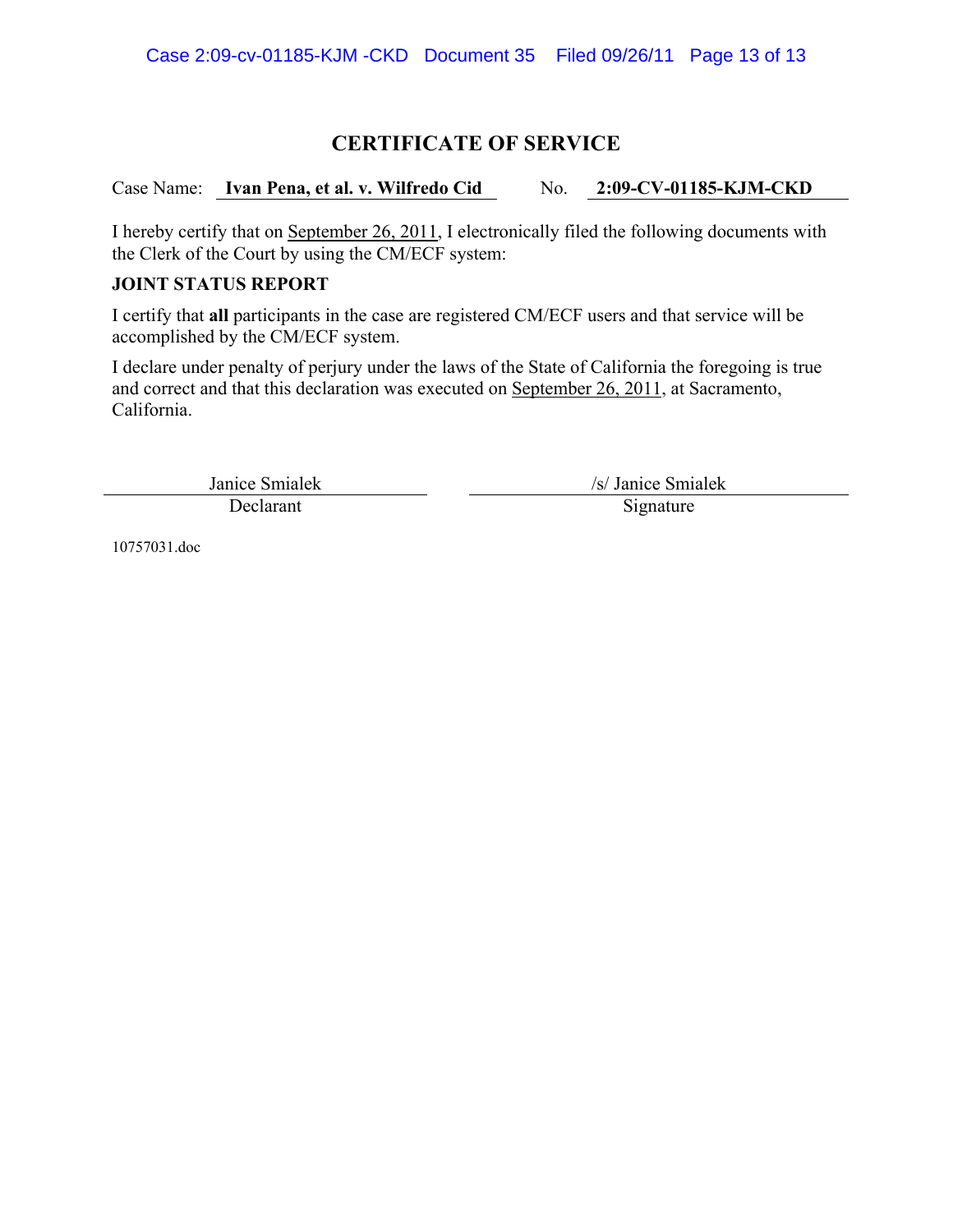# CERTIFICATE OF SERVICE

Case Name: **Ivan Pena, et al. v. Wilfredo Cid** No. **2:09-CV-01185-KJM-CKD**

I hereby certify that on September 26, 2011, I electronically filed the following documents with the Clerk of the Court by using the CM/ECF system:

**JOINT STATUS REPORT**

I certify that **all** participants in the case are registered CM/ECF users and that service will be accomplished by the CM/ECF system.

I declare under penalty of perjury under the laws of the State of California the foregoing is true and correct and that this declaration was executed on September 26, 2011, at Sacramento, California.

| | |
|---|---|
| Janice Smialek | /s/ Janice Smialek |
| Declarant | Signature |

10757031.doc